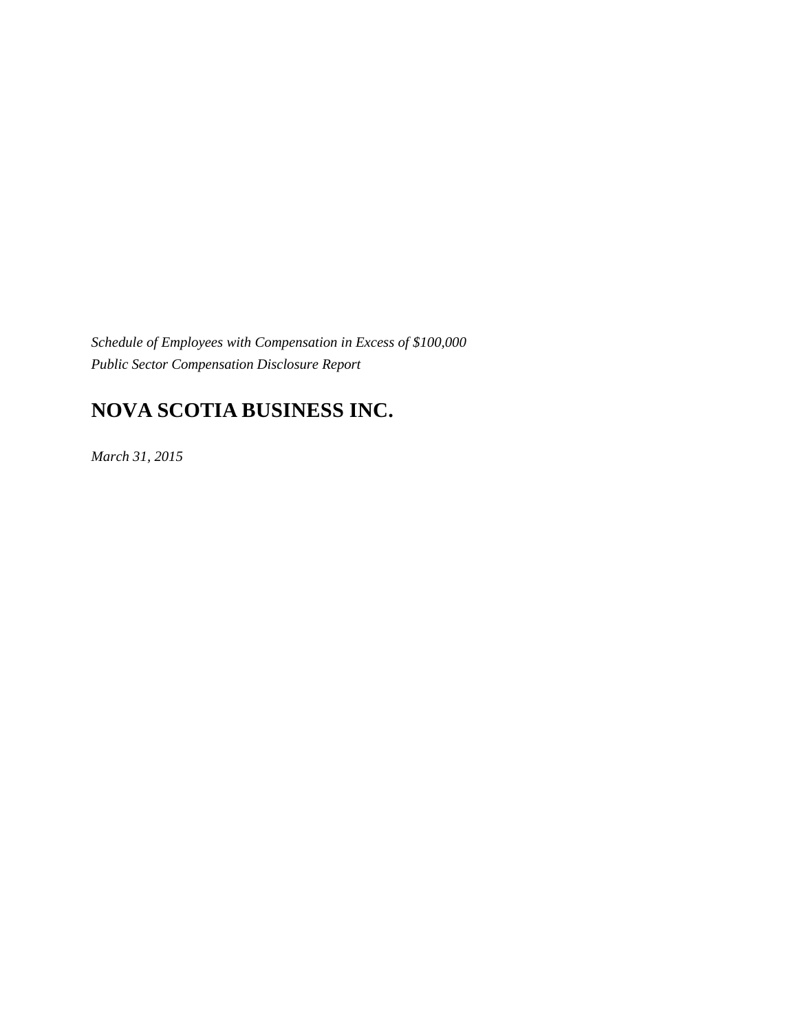*Schedule of Employees with Compensation in Excess of $100,000*
*Public Sector Compensation Disclosure Report*

# NOVA SCOTIA BUSINESS INC.

*March 31, 2015*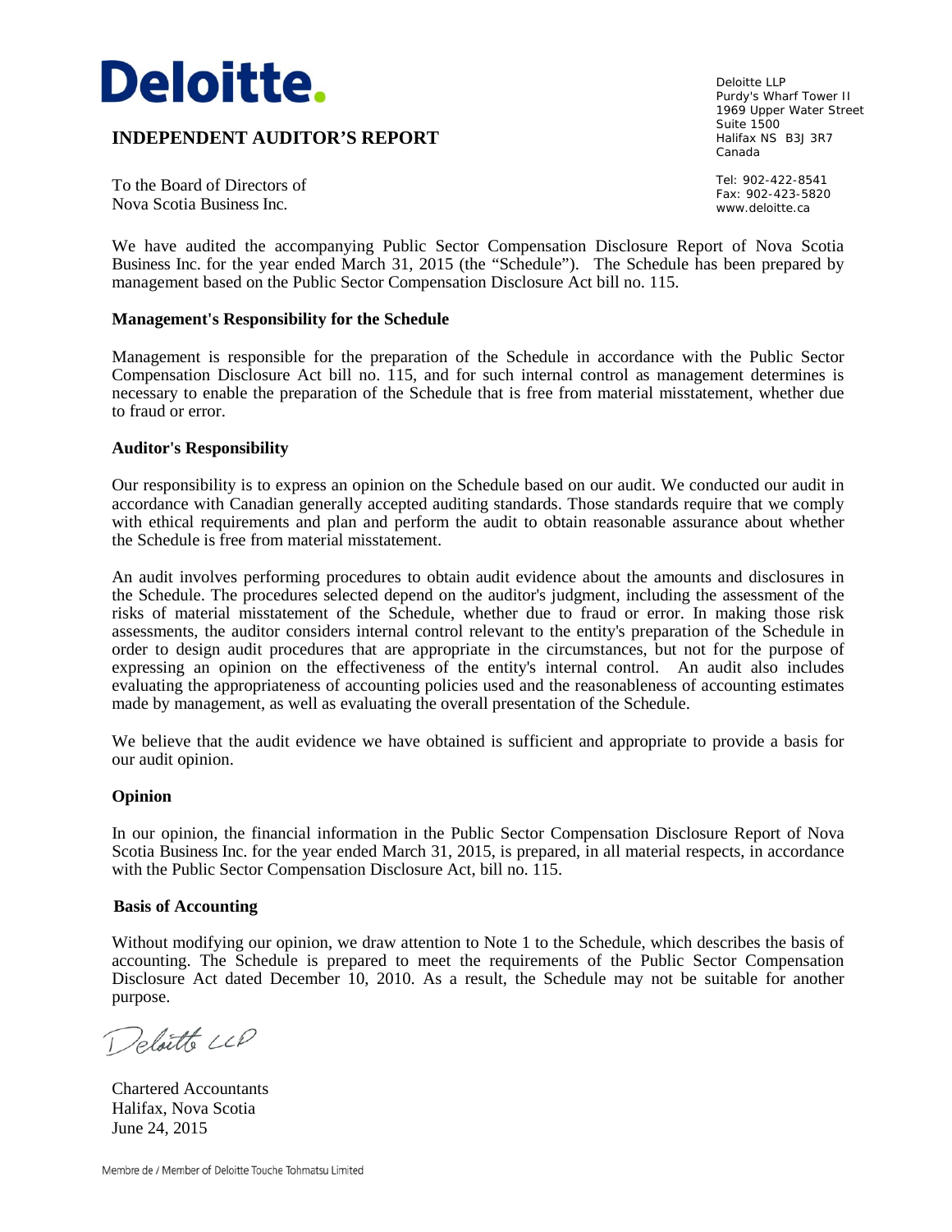Deloitte.

Deloitte LLP
Purdy's Wharf Tower II
1969 Upper Water Street
Suite 1500
Halifax NS B3J 3R7
Canada

Tel: 902-422-8541
Fax: 902-423-5820
www.deloitte.ca

# INDEPENDENT AUDITOR'S REPORT

To the Board of Directors of
Nova Scotia Business Inc.

We have audited the accompanying Public Sector Compensation Disclosure Report of Nova Scotia Business Inc. for the year ended March 31, 2015 (the "Schedule"). The Schedule has been prepared by management based on the Public Sector Compensation Disclosure Act bill no. 115.

### Management's Responsibility for the Schedule

Management is responsible for the preparation of the Schedule in accordance with the Public Sector Compensation Disclosure Act bill no. 115, and for such internal control as management determines is necessary to enable the preparation of the Schedule that is free from material misstatement, whether due to fraud or error.

### Auditor's Responsibility

Our responsibility is to express an opinion on the Schedule based on our audit. We conducted our audit in accordance with Canadian generally accepted auditing standards. Those standards require that we comply with ethical requirements and plan and perform the audit to obtain reasonable assurance about whether the Schedule is free from material misstatement.

An audit involves performing procedures to obtain audit evidence about the amounts and disclosures in the Schedule. The procedures selected depend on the auditor's judgment, including the assessment of the risks of material misstatement of the Schedule, whether due to fraud or error. In making those risk assessments, the auditor considers internal control relevant to the entity's preparation of the Schedule in order to design audit procedures that are appropriate in the circumstances, but not for the purpose of expressing an opinion on the effectiveness of the entity's internal control. An audit also includes evaluating the appropriateness of accounting policies used and the reasonableness of accounting estimates made by management, as well as evaluating the overall presentation of the Schedule.

We believe that the audit evidence we have obtained is sufficient and appropriate to provide a basis for our audit opinion.

### Opinion

In our opinion, the financial information in the Public Sector Compensation Disclosure Report of Nova Scotia Business Inc. for the year ended March 31, 2015, is prepared, in all material respects, in accordance with the Public Sector Compensation Disclosure Act, bill no. 115.

### Basis of Accounting

Without modifying our opinion, we draw attention to Note 1 to the Schedule, which describes the basis of accounting. The Schedule is prepared to meet the requirements of the Public Sector Compensation Disclosure Act dated December 10, 2010. As a result, the Schedule may not be suitable for another purpose.

Deloitte LLP

Chartered Accountants
Halifax, Nova Scotia
June 24, 2015

Membre de / Member of Deloitte Touche Tohmatsu Limited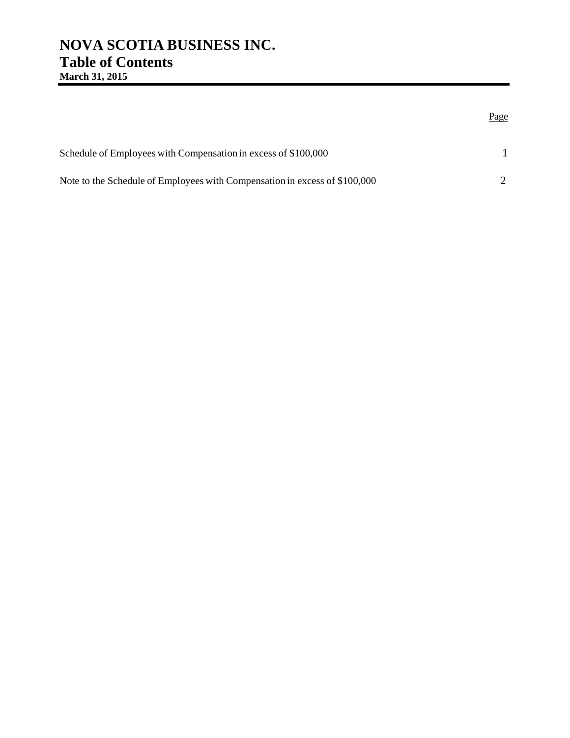# NOVA SCOTIA BUSINESS INC.
# Table of Contents
**March 31, 2015**

| | Page |
|---|---|
| Schedule of Employees with Compensation in excess of $100,000 | 1 |
| Note to the Schedule of Employees with Compensation in excess of $100,000 | 2 |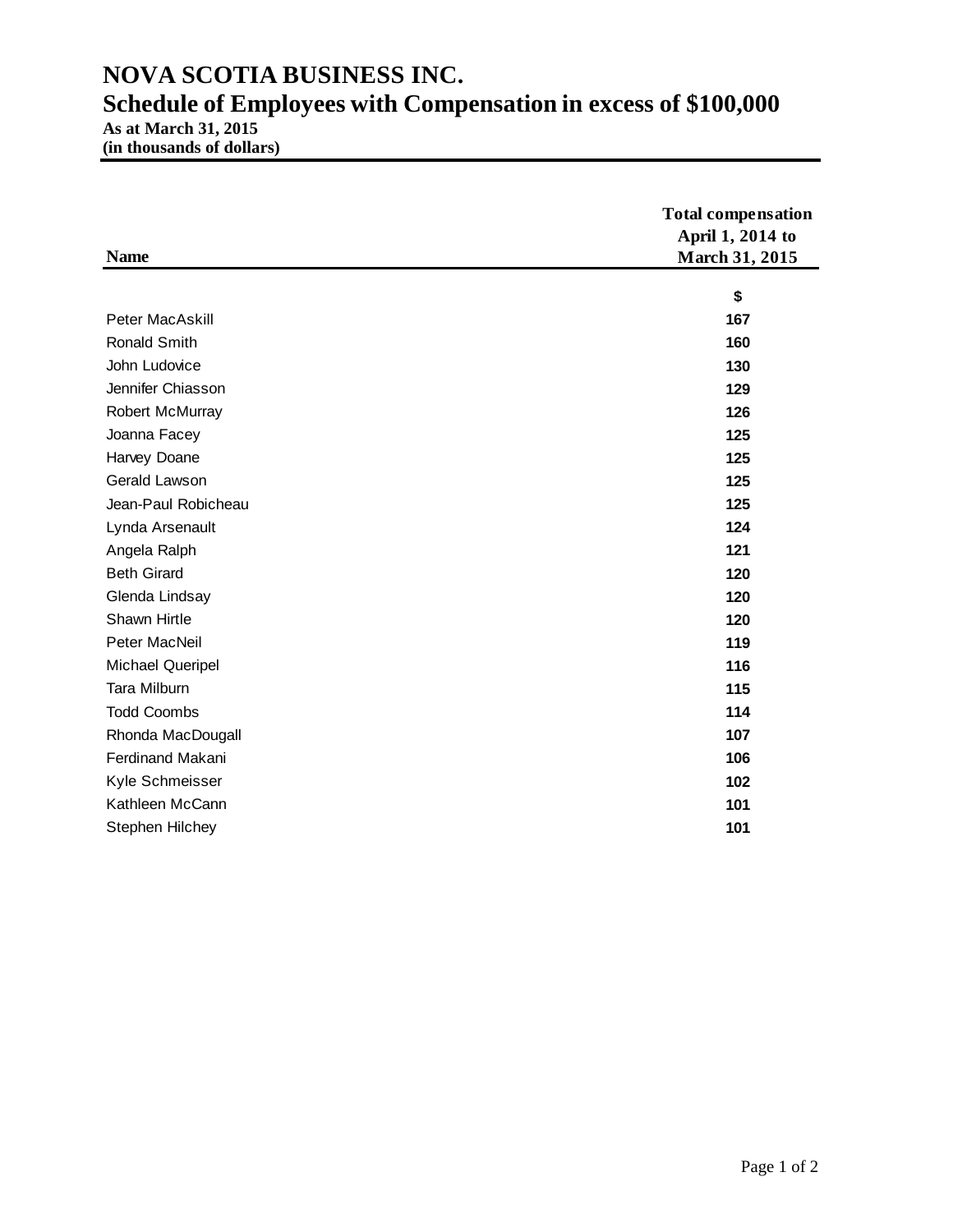# NOVA SCOTIA BUSINESS INC.

## Schedule of Employees with Compensation in excess of $100,000

**As at March 31, 2015**
**(in thousands of dollars)**

| Name | Total compensation April 1, 2014 to March 31, 2015 |
|---|---|
| | $ |
| Peter MacAskill | 167 |
| Ronald Smith | 160 |
| John Ludovice | 130 |
| Jennifer Chiasson | 129 |
| Robert McMurray | 126 |
| Joanna Facey | 125 |
| Harvey Doane | 125 |
| Gerald Lawson | 125 |
| Jean-Paul Robicheau | 125 |
| Lynda Arsenault | 124 |
| Angela Ralph | 121 |
| Beth Girard | 120 |
| Glenda Lindsay | 120 |
| Shawn Hirtle | 120 |
| Peter MacNeil | 119 |
| Michael Queripel | 116 |
| Tara Milburn | 115 |
| Todd Coombs | 114 |
| Rhonda MacDougall | 107 |
| Ferdinand Makani | 106 |
| Kyle Schmeisser | 102 |
| Kathleen McCann | 101 |
| Stephen Hilchey | 101 |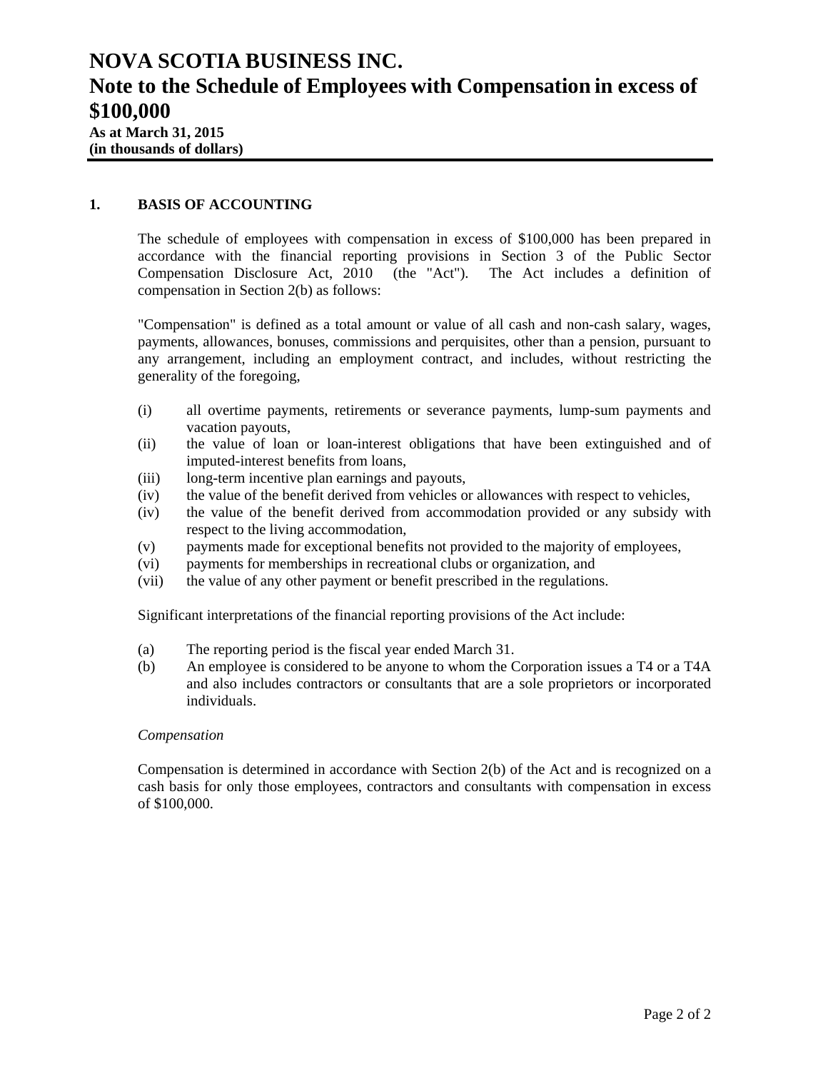# NOVA SCOTIA BUSINESS INC.

# Note to the Schedule of Employees with Compensation in excess of $100,000

**As at March 31, 2015**
**(in thousands of dollars)**

## 1. BASIS OF ACCOUNTING

The schedule of employees with compensation in excess of $100,000 has been prepared in accordance with the financial reporting provisions in Section 3 of the Public Sector Compensation Disclosure Act, 2010 (the "Act"). The Act includes a definition of compensation in Section 2(b) as follows:

"Compensation" is defined as a total amount or value of all cash and non-cash salary, wages, payments, allowances, bonuses, commissions and perquisites, other than a pension, pursuant to any arrangement, including an employment contract, and includes, without restricting the generality of the foregoing,

(i) all overtime payments, retirements or severance payments, lump-sum payments and vacation payouts,
(ii) the value of loan or loan-interest obligations that have been extinguished and of imputed-interest benefits from loans,
(iii) long-term incentive plan earnings and payouts,
(iv) the value of the benefit derived from vehicles or allowances with respect to vehicles,
(iv) the value of the benefit derived from accommodation provided or any subsidy with respect to the living accommodation,
(v) payments made for exceptional benefits not provided to the majority of employees,
(vi) payments for memberships in recreational clubs or organization, and
(vii) the value of any other payment or benefit prescribed in the regulations.

Significant interpretations of the financial reporting provisions of the Act include:

(a) The reporting period is the fiscal year ended March 31.
(b) An employee is considered to be anyone to whom the Corporation issues a T4 or a T4A and also includes contractors or consultants that are a sole proprietors or incorporated individuals.

*Compensation*

Compensation is determined in accordance with Section 2(b) of the Act and is recognized on a cash basis for only those employees, contractors and consultants with compensation in excess of $100,000.